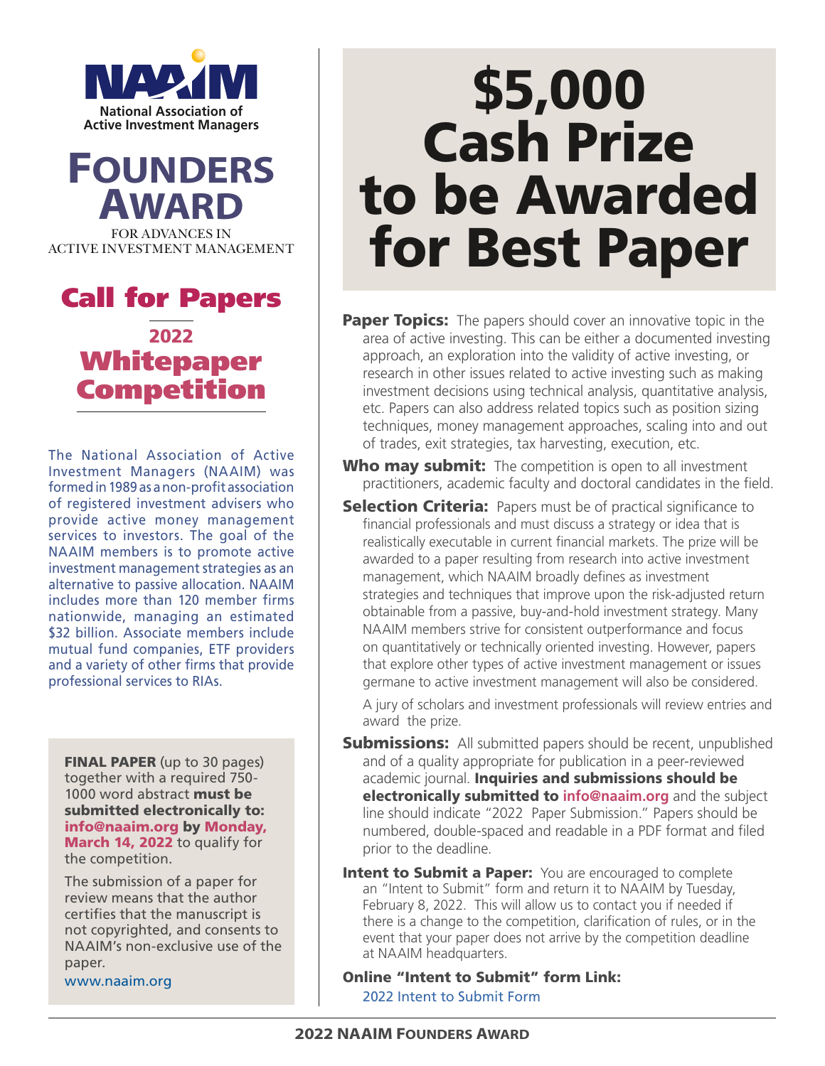**NAAIM**
National Association of Active Investment Managers

# FOUNDERS AWARD

FOR ADVANCES IN ACTIVE INVESTMENT MANAGEMENT

## Call for Papers

## 2022 Whitepaper Competition

The National Association of Active Investment Managers (NAAIM) was formed in 1989 as a non-profit association of registered investment advisers who provide active money management services to investors. The goal of the NAAIM members is to promote active investment management strategies as an alternative to passive allocation. NAAIM includes more than 120 member firms nationwide, managing an estimated $32 billion. Associate members include mutual fund companies, ETF providers and a variety of other firms that provide professional services to RIAs.

**FINAL PAPER** (up to 30 pages) together with a required 750-1000 word abstract **must be submitted electronically to: info@naaim.org by Monday, March 14, 2022** to qualify for the competition.

The submission of a paper for review means that the author certifies that the manuscript is not copyrighted, and consents to NAAIM's non-exclusive use of the paper.

www.naaim.org

# $5,000 Cash Prize to be Awarded for Best Paper

**Paper Topics:** The papers should cover an innovative topic in the area of active investing. This can be either a documented investing approach, an exploration into the validity of active investing, or research in other issues related to active investing such as making investment decisions using technical analysis, quantitative analysis, etc. Papers can also address related topics such as position sizing techniques, money management approaches, scaling into and out of trades, exit strategies, tax harvesting, execution, etc.

**Who may submit:** The competition is open to all investment practitioners, academic faculty and doctoral candidates in the field.

**Selection Criteria:** Papers must be of practical significance to financial professionals and must discuss a strategy or idea that is realistically executable in current financial markets. The prize will be awarded to a paper resulting from research into active investment management, which NAAIM broadly defines as investment strategies and techniques that improve upon the risk-adjusted return obtainable from a passive, buy-and-hold investment strategy. Many NAAIM members strive for consistent outperformance and focus on quantitatively or technically oriented investing. However, papers that explore other types of active investment management or issues germane to active investment management will also be considered.

A jury of scholars and investment professionals will review entries and award the prize.

**Submissions:** All submitted papers should be recent, unpublished and of a quality appropriate for publication in a peer-reviewed academic journal. **Inquiries and submissions should be electronically submitted to info@naaim.org** and the subject line should indicate "2022 Paper Submission." Papers should be numbered, double-spaced and readable in a PDF format and filed prior to the deadline.

**Intent to Submit a Paper:** You are encouraged to complete an "Intent to Submit" form and return it to NAAIM by Tuesday, February 8, 2022. This will allow us to contact you if needed if there is a change to the competition, clarification of rules, or in the event that your paper does not arrive by the competition deadline at NAAIM headquarters.

**Online "Intent to Submit" form Link:**
2022 Intent to Submit Form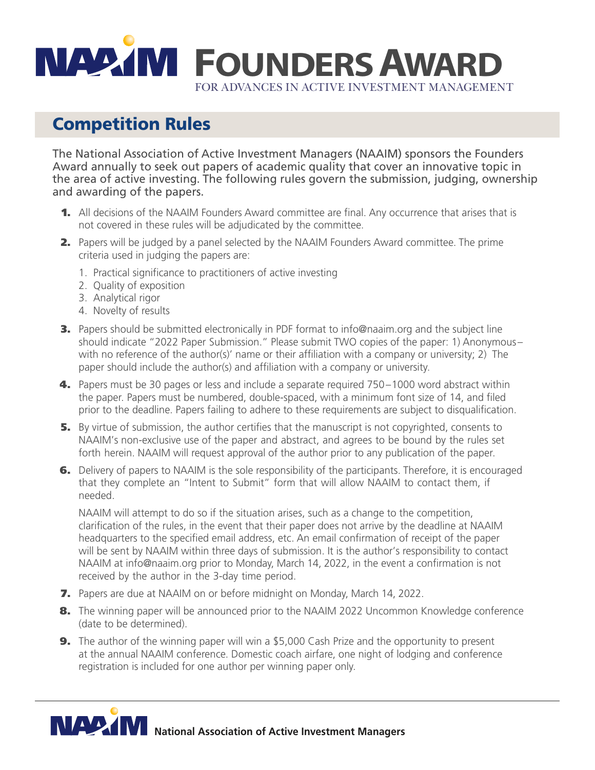# NAAIM FOUNDERS AWARD

FOR ADVANCES IN ACTIVE INVESTMENT MANAGEMENT

## Competition Rules

The National Association of Active Investment Managers (NAAIM) sponsors the Founders Award annually to seek out papers of academic quality that cover an innovative topic in the area of active investing. The following rules govern the submission, judging, ownership and awarding of the papers.

1. All decisions of the NAAIM Founders Award committee are final. Any occurrence that arises that is not covered in these rules will be adjudicated by the committee.
2. Papers will be judged by a panel selected by the NAAIM Founders Award committee. The prime criteria used in judging the papers are:
   1. Practical significance to practitioners of active investing
   2. Quality of exposition
   3. Analytical rigor
   4. Novelty of results
3. Papers should be submitted electronically in PDF format to info@naaim.org and the subject line should indicate "2022 Paper Submission." Please submit TWO copies of the paper: 1) Anonymous– with no reference of the author(s)' name or their affiliation with a company or university; 2) The paper should include the author(s) and affiliation with a company or university.
4. Papers must be 30 pages or less and include a separate required 750–1000 word abstract within the paper. Papers must be numbered, double-spaced, with a minimum font size of 14, and filed prior to the deadline. Papers failing to adhere to these requirements are subject to disqualification.
5. By virtue of submission, the author certifies that the manuscript is not copyrighted, consents to NAAIM's non-exclusive use of the paper and abstract, and agrees to be bound by the rules set forth herein. NAAIM will request approval of the author prior to any publication of the paper.
6. Delivery of papers to NAAIM is the sole responsibility of the participants. Therefore, it is encouraged that they complete an "Intent to Submit" form that will allow NAAIM to contact them, if needed.

   NAAIM will attempt to do so if the situation arises, such as a change to the competition, clarification of the rules, in the event that their paper does not arrive by the deadline at NAAIM headquarters to the specified email address, etc. An email confirmation of receipt of the paper will be sent by NAAIM within three days of submission. It is the author's responsibility to contact NAAIM at info@naaim.org prior to Monday, March 14, 2022, in the event a confirmation is not received by the author in the 3-day time period.
7. Papers are due at NAAIM on or before midnight on Monday, March 14, 2022.
8. The winning paper will be announced prior to the NAAIM 2022 Uncommon Knowledge conference (date to be determined).
9. The author of the winning paper will win a $5,000 Cash Prize and the opportunity to present at the annual NAAIM conference. Domestic coach airfare, one night of lodging and conference registration is included for one author per winning paper only.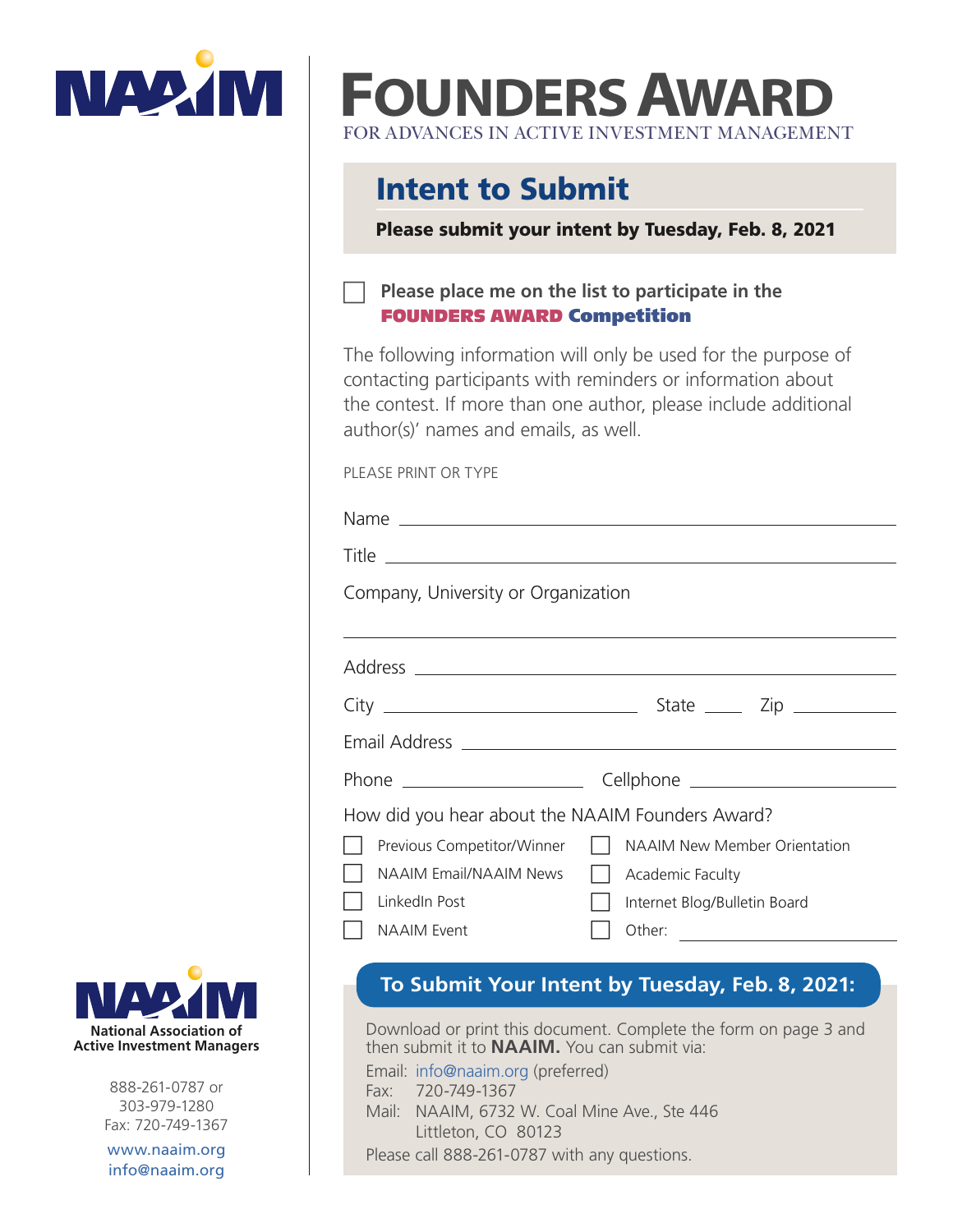NAAIM

# FOUNDERS AWARD

FOR ADVANCES IN ACTIVE INVESTMENT MANAGEMENT

## Intent to Submit

**Please submit your intent by Tuesday, Feb. 8, 2021**

☐ **Please place me on the list to participate in the FOUNDERS AWARD Competition**

The following information will only be used for the purpose of contacting participants with reminders or information about the contest. If more than one author, please include additional author(s)' names and emails, as well.

PLEASE PRINT OR TYPE

Name ______________________________

Title ______________________________

Company, University or Organization

______________________________

Address ______________________________

City ______________ State ____ Zip ________

Email Address ______________________________

Phone ______________ Cellphone ______________

How did you hear about the NAAIM Founders Award?

☐ Previous Competitor/Winner
☐ NAAIM Email/NAAIM News
☐ LinkedIn Post
☐ NAAIM Event
☐ NAAIM New Member Orientation
☐ Academic Faculty
☐ Internet Blog/Bulletin Board
☐ Other: ______________

### To Submit Your Intent by Tuesday, Feb. 8, 2021:

Download or print this document. Complete the form on page 3 and then submit it to **NAAIM.** You can submit via:

Email: info@naaim.org (preferred)
Fax: 720-749-1367
Mail: NAAIM, 6732 W. Coal Mine Ave., Ste 446
Littleton, CO 80123

Please call 888-261-0787 with any questions.

NAAIM
**National Association of Active Investment Managers**

888-261-0787 or
303-979-1280
Fax: 720-749-1367

www.naaim.org
info@naaim.org